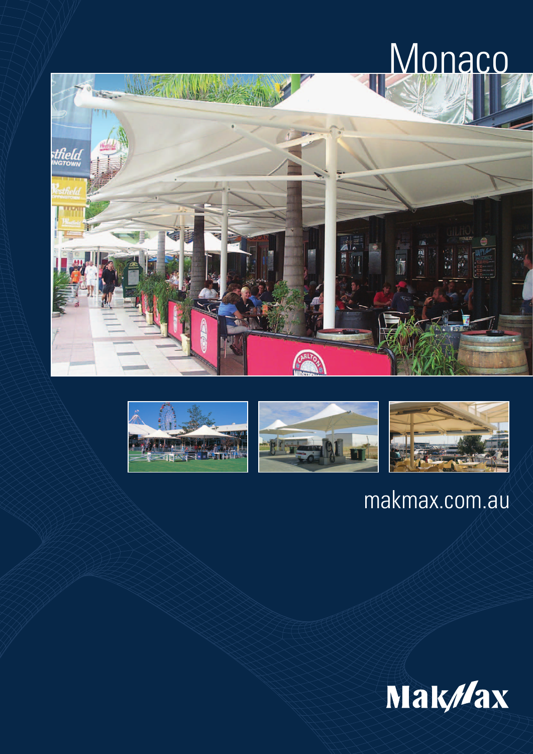# Monaco

makmax.com.au

MakMax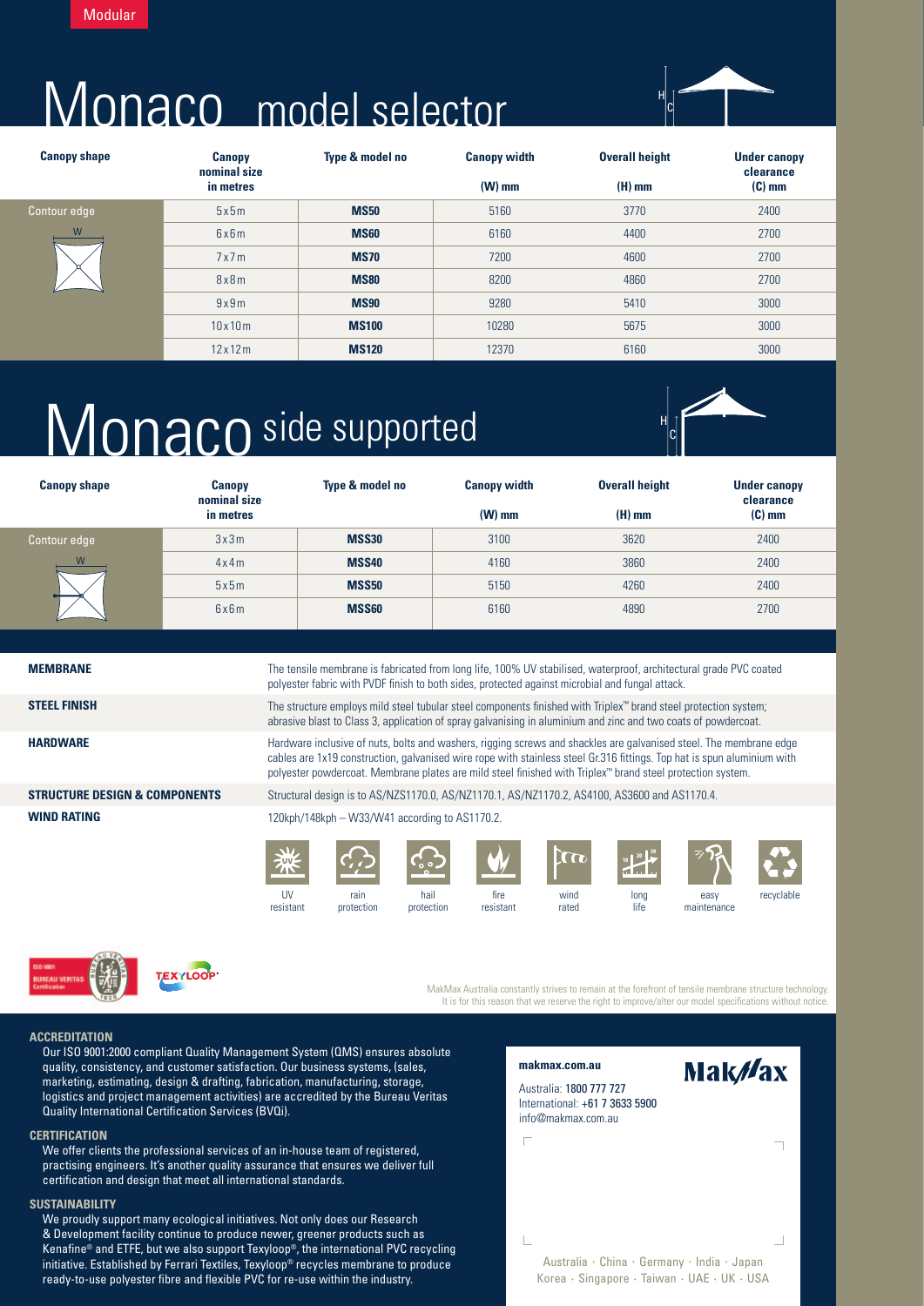Modular

# Monaco model selector

| Canopy shape | Canopy nominal size in metres | Type & model no | Canopy width (W) mm | Overall height (H) mm | Under canopy clearance (C) mm |
|---|---|---|---|---|---|
| Contour edge | 5x5m | **MS50** | 5160 | 3770 | 2400 |
| | 6x6m | **MS60** | 6160 | 4400 | 2700 |
| | 7x7m | **MS70** | 7200 | 4600 | 2700 |
| | 8x8m | **MS80** | 8200 | 4860 | 2700 |
| | 9x9m | **MS90** | 9280 | 5410 | 3000 |
| | 10x10m | **MS100** | 10280 | 5675 | 3000 |
| | 12x12m | **MS120** | 12370 | 6160 | 3000 |

# Monaco side supported

| Canopy shape | Canopy nominal size in metres | Type & model no | Canopy width (W) mm | Overall height (H) mm | Under canopy clearance (C) mm |
|---|---|---|---|---|---|
| Contour edge | 3x3m | **MSS30** | 3100 | 3620 | 2400 |
| | 4x4m | **MSS40** | 4160 | 3860 | 2400 |
| | 5x5m | **MSS50** | 5150 | 4260 | 2400 |
| | 6x6m | **MSS60** | 6160 | 4890 | 2700 |

| | |
|---|---|
| **MEMBRANE** | The tensile membrane is fabricated from long life, 100% UV stabilised, waterproof, architectural grade PVC coated polyester fabric with PVDF finish to both sides, protected against microbial and fungal attack. |
| **STEEL FINISH** | The structure employs mild steel tubular steel components finished with Triplex™ brand steel protection system; abrasive blast to Class 3, application of spray galvanising in aluminium and zinc and two coats of powdercoat. |
| **HARDWARE** | Hardware inclusive of nuts, bolts and washers, rigging screws and shackles are galvanised steel. The membrane edge cables are 1x19 construction, galvanised wire rope with stainless steel Gr.316 fittings. Top hat is spun aluminium with polyester powdercoat. Membrane plates are mild steel finished with Triplex™ brand steel protection system. |
| **STRUCTURE DESIGN & COMPONENTS** | Structural design is to AS/NZS1170.0, AS/NZ1170.1, AS/NZ1170.2, AS4100, AS3600 and AS1170.4. |
| **WIND RATING** | 120kph/148kph – W33/W41 according to AS1170.2. |

UV resistant · rain protection · hail protection · fire resistant · wind rated · long life · easy maintenance · recyclable

MakMax Australia constantly strives to remain at the forefront of tensile membrane structure technology. It is for this reason that we reserve the right to improve/alter our model specifications without notice.

### ACCREDITATION

Our ISO 9001:2000 compliant Quality Management System (QMS) ensures absolute quality, consistency, and customer satisfaction. Our business systems, (sales, marketing, estimating, design & drafting, fabrication, manufacturing, storage, logistics and project management activities) are accredited by the Bureau Veritas Quality International Certification Services (BVQi).

### CERTIFICATION

We offer clients the professional services of an in-house team of registered, practising engineers. It's another quality assurance that ensures we deliver full certification and design that meet all international standards.

### SUSTAINABILITY

We proudly support many ecological initiatives. Not only does our Research & Development facility continue to produce newer, greener products such as Kenafine® and ETFE, but we also support Texyloop®, the international PVC recycling initiative. Established by Ferrari Textiles, Texyloop® recycles membrane to produce ready-to-use polyester fibre and flexible PVC for re-use within the industry.

**makmax.com.au**

MakMax

Australia: 1800 777 727
International: +61 7 3633 5900
info@makmax.com.au

Australia · China · Germany · India · Japan
Korea · Singapore · Taiwan · UAE · UK · USA